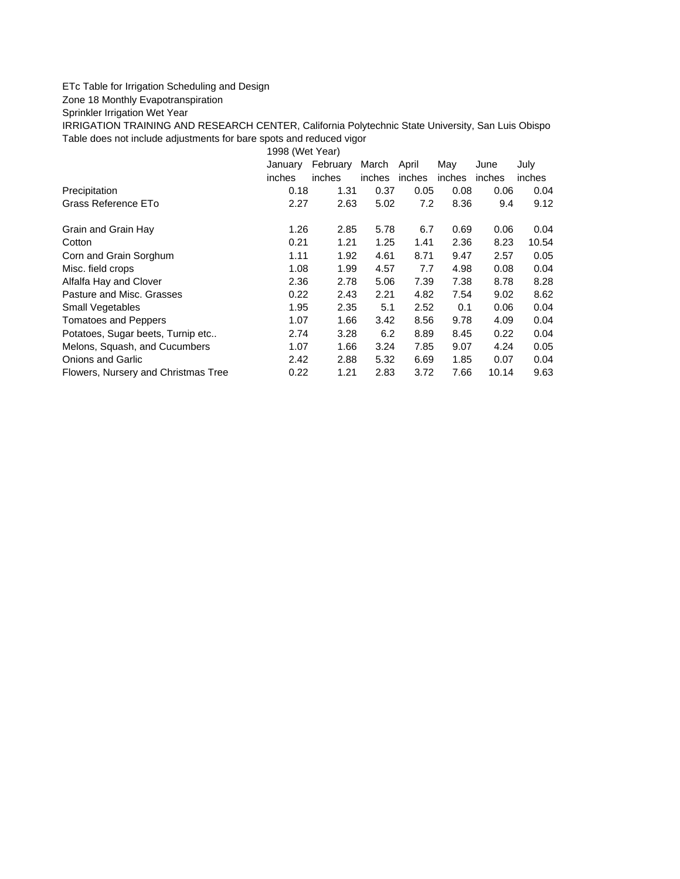ETc Table for Irrigation Scheduling and Design

Zone 18 Monthly Evapotranspiration

Sprinkler Irrigation Wet Year

IRRIGATION TRAINING AND RESEARCH CENTER, California Polytechnic State University, San Luis Obispo

Table does not include adjustments for bare spots and reduced vigor

| | 1998 (Wet Year) | | | | | | |
|---|---|---|---|---|---|---|---|
| | January | February | March | April | May | June | July |
| | inches | inches | inches | inches | inches | inches | inches |
| Precipitation | 0.18 | 1.31 | 0.37 | 0.05 | 0.08 | 0.06 | 0.04 |
| Grass Reference ETo | 2.27 | 2.63 | 5.02 | 7.2 | 8.36 | 9.4 | 9.12 |
| Grain and Grain Hay | 1.26 | 2.85 | 5.78 | 6.7 | 0.69 | 0.06 | 0.04 |
| Cotton | 0.21 | 1.21 | 1.25 | 1.41 | 2.36 | 8.23 | 10.54 |
| Corn and Grain Sorghum | 1.11 | 1.92 | 4.61 | 8.71 | 9.47 | 2.57 | 0.05 |
| Misc. field crops | 1.08 | 1.99 | 4.57 | 7.7 | 4.98 | 0.08 | 0.04 |
| Alfalfa Hay and Clover | 2.36 | 2.78 | 5.06 | 7.39 | 7.38 | 8.78 | 8.28 |
| Pasture and Misc. Grasses | 0.22 | 2.43 | 2.21 | 4.82 | 7.54 | 9.02 | 8.62 |
| Small Vegetables | 1.95 | 2.35 | 5.1 | 2.52 | 0.1 | 0.06 | 0.04 |
| Tomatoes and Peppers | 1.07 | 1.66 | 3.42 | 8.56 | 9.78 | 4.09 | 0.04 |
| Potatoes, Sugar beets, Turnip etc.. | 2.74 | 3.28 | 6.2 | 8.89 | 8.45 | 0.22 | 0.04 |
| Melons, Squash, and Cucumbers | 1.07 | 1.66 | 3.24 | 7.85 | 9.07 | 4.24 | 0.05 |
| Onions and Garlic | 2.42 | 2.88 | 5.32 | 6.69 | 1.85 | 0.07 | 0.04 |
| Flowers, Nursery and Christmas Tree | 0.22 | 1.21 | 2.83 | 3.72 | 7.66 | 10.14 | 9.63 |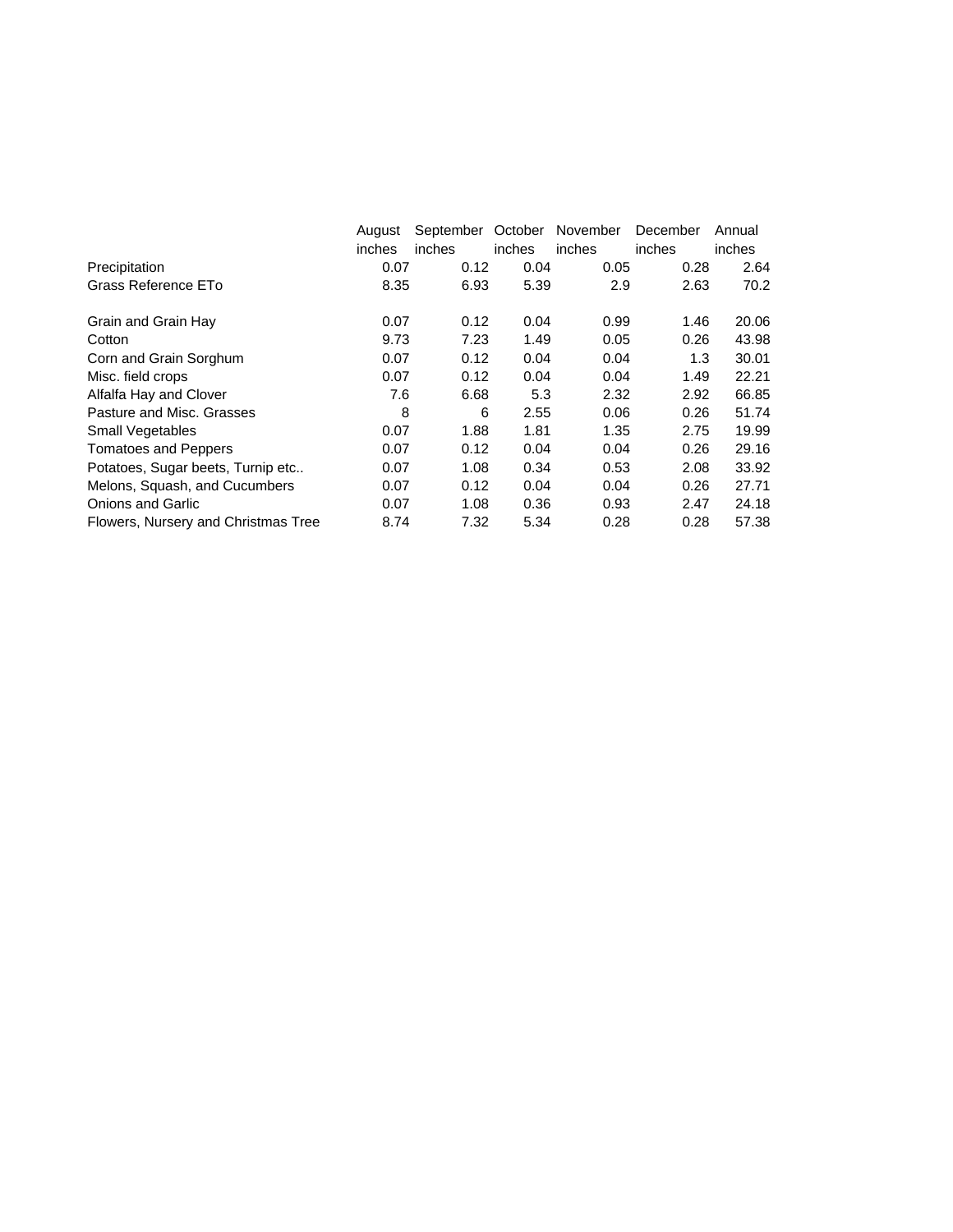| | August inches | September inches | October inches | November inches | December inches | Annual inches |
|---|---|---|---|---|---|---|
| Precipitation | 0.07 | 0.12 | 0.04 | 0.05 | 0.28 | 2.64 |
| Grass Reference ETo | 8.35 | 6.93 | 5.39 | 2.9 | 2.63 | 70.2 |
| | | | | | | |
| Grain and Grain Hay | 0.07 | 0.12 | 0.04 | 0.99 | 1.46 | 20.06 |
| Cotton | 9.73 | 7.23 | 1.49 | 0.05 | 0.26 | 43.98 |
| Corn and Grain Sorghum | 0.07 | 0.12 | 0.04 | 0.04 | 1.3 | 30.01 |
| Misc. field crops | 0.07 | 0.12 | 0.04 | 0.04 | 1.49 | 22.21 |
| Alfalfa Hay and Clover | 7.6 | 6.68 | 5.3 | 2.32 | 2.92 | 66.85 |
| Pasture and Misc. Grasses | 8 | 6 | 2.55 | 0.06 | 0.26 | 51.74 |
| Small Vegetables | 0.07 | 1.88 | 1.81 | 1.35 | 2.75 | 19.99 |
| Tomatoes and Peppers | 0.07 | 0.12 | 0.04 | 0.04 | 0.26 | 29.16 |
| Potatoes, Sugar beets, Turnip etc.. | 0.07 | 1.08 | 0.34 | 0.53 | 2.08 | 33.92 |
| Melons, Squash, and Cucumbers | 0.07 | 0.12 | 0.04 | 0.04 | 0.26 | 27.71 |
| Onions and Garlic | 0.07 | 1.08 | 0.36 | 0.93 | 2.47 | 24.18 |
| Flowers, Nursery and Christmas Tree | 8.74 | 7.32 | 5.34 | 0.28 | 0.28 | 57.38 |